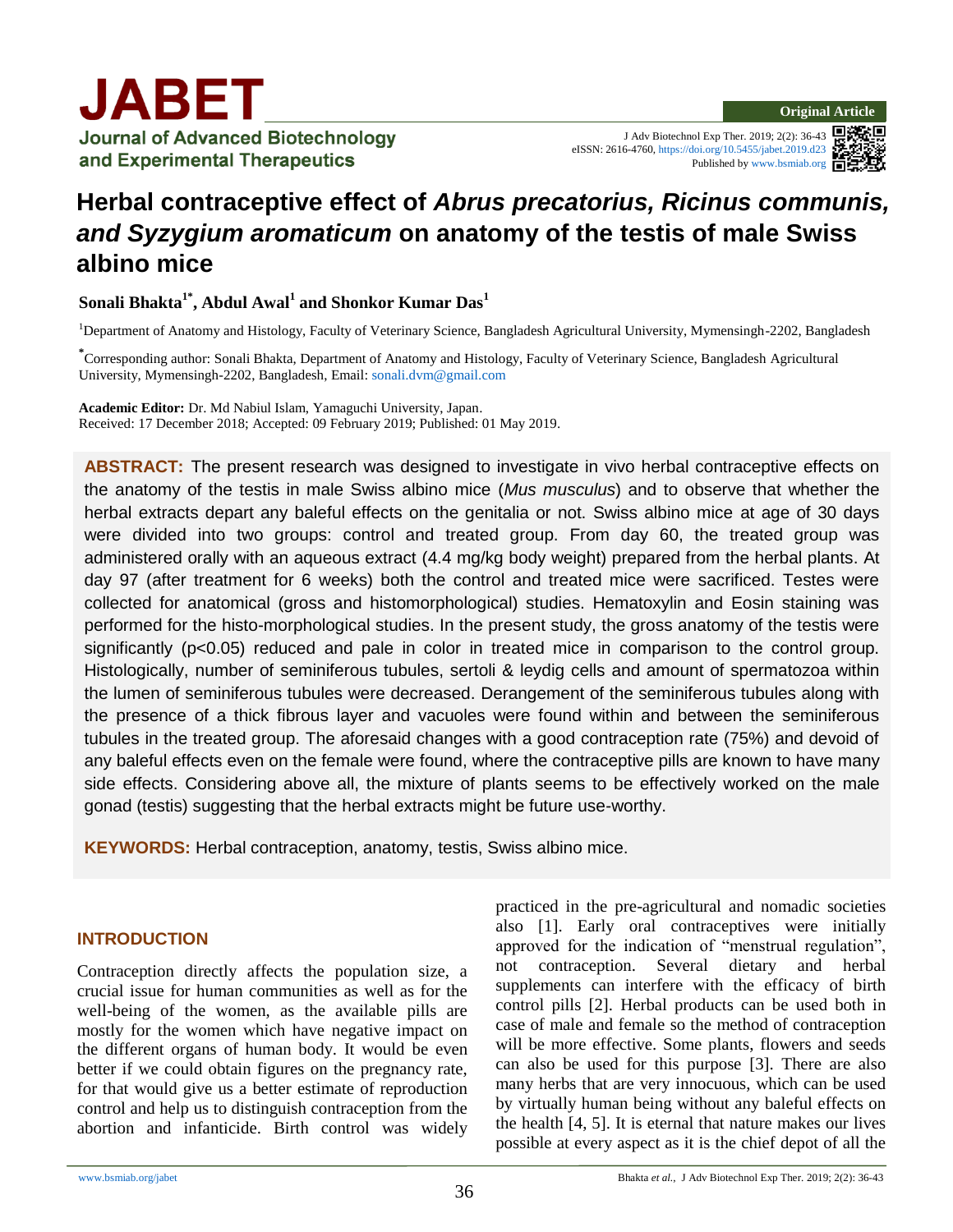Original Article

# Herbal contraceptive effect of *Abrus precatorius, Ricinus communis, and Syzygium aromaticum* on anatomy of the testis of male Swiss albino mice

**Sonali Bhakta[1*], Abdul Awal[1] and Shonkor Kumar Das[1]**

[1]Department of Anatomy and Histology, Faculty of Veterinary Science, Bangladesh Agricultural University, Mymensingh-2202, Bangladesh

[*]Corresponding author: Sonali Bhakta, Department of Anatomy and Histology, Faculty of Veterinary Science, Bangladesh Agricultural University, Mymensingh-2202, Bangladesh, Email: sonali.dvm@gmail.com

**Academic Editor:** Dr. Md Nabiul Islam, Yamaguchi University, Japan.
Received: 17 December 2018; Accepted: 09 February 2019; Published: 01 May 2019.

**ABSTRACT:** The present research was designed to investigate in vivo herbal contraceptive effects on the anatomy of the testis in male Swiss albino mice (*Mus musculus*) and to observe that whether the herbal extracts depart any baleful effects on the genitalia or not. Swiss albino mice at age of 30 days were divided into two groups: control and treated group. From day 60, the treated group was administered orally with an aqueous extract (4.4 mg/kg body weight) prepared from the herbal plants. At day 97 (after treatment for 6 weeks) both the control and treated mice were sacrificed. Testes were collected for anatomical (gross and histomorphological) studies. Hematoxylin and Eosin staining was performed for the histo-morphological studies. In the present study, the gross anatomy of the testis were significantly ($p<0.05$) reduced and pale in color in treated mice in comparison to the control group. Histologically, number of seminiferous tubules, sertoli & leydig cells and amount of spermatozoa within the lumen of seminiferous tubules were decreased. Derangement of the seminiferous tubules along with the presence of a thick fibrous layer and vacuoles were found within and between the seminiferous tubules in the treated group. The aforesaid changes with a good contraception rate (75%) and devoid of any baleful effects even on the female were found, where the contraceptive pills are known to have many side effects. Considering above all, the mixture of plants seems to be effectively worked on the male gonad (testis) suggesting that the herbal extracts might be future use-worthy.

**KEYWORDS:** Herbal contraception, anatomy, testis, Swiss albino mice.

## INTRODUCTION

Contraception directly affects the population size, a crucial issue for human communities as well as for the well-being of the women, as the available pills are mostly for the women which have negative impact on the different organs of human body. It would be even better if we could obtain figures on the pregnancy rate, for that would give us a better estimate of reproduction control and help us to distinguish contraception from the abortion and infanticide. Birth control was widely practiced in the pre-agricultural and nomadic societies also [1]. Early oral contraceptives were initially approved for the indication of "menstrual regulation", not contraception. Several dietary and herbal supplements can interfere with the efficacy of birth control pills [2]. Herbal products can be used both in case of male and female so the method of contraception will be more effective. Some plants, flowers and seeds can also be used for this purpose [3]. There are also many herbs that are very innocuous, which can be used by virtually human being without any baleful effects on the health [4, 5]. It is eternal that nature makes our lives possible at every aspect as it is the chief depot of all the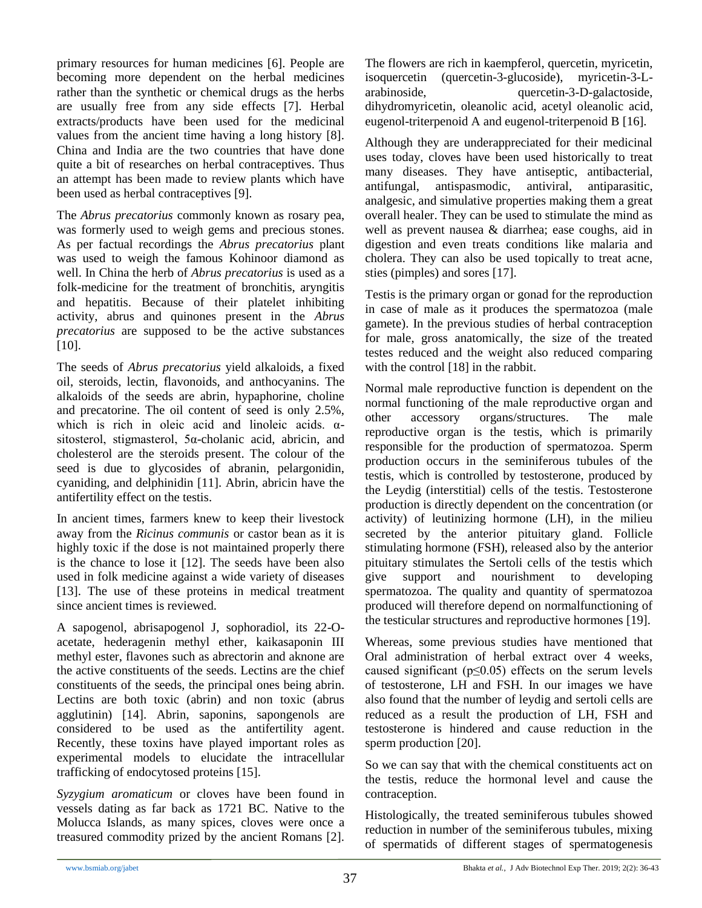primary resources for human medicines [6]. People are becoming more dependent on the herbal medicines rather than the synthetic or chemical drugs as the herbs are usually free from any side effects [7]. Herbal extracts/products have been used for the medicinal values from the ancient time having a long history [8]. China and India are the two countries that have done quite a bit of researches on herbal contraceptives. Thus an attempt has been made to review plants which have been used as herbal contraceptives [9].

The *Abrus precatorius* commonly known as rosary pea, was formerly used to weigh gems and precious stones. As per factual recordings the *Abrus precatorius* plant was used to weigh the famous Kohinoor diamond as well. In China the herb of *Abrus precatorius* is used as a folk-medicine for the treatment of bronchitis, aryngitis and hepatitis. Because of their platelet inhibiting activity, abrus and quinones present in the *Abrus precatorius* are supposed to be the active substances [10].

The seeds of *Abrus precatorius* yield alkaloids, a fixed oil, steroids, lectin, flavonoids, and anthocyanins. The alkaloids of the seeds are abrin, hypaphorine, choline and precatorine. The oil content of seed is only 2.5%, which is rich in oleic acid and linoleic acids. α-sitosterol, stigmasterol, 5α-cholanic acid, abricin, and cholesterol are the steroids present. The colour of the seed is due to glycosides of abranin, pelargonidin, cyaniding, and delphinidin [11]. Abrin, abricin have the antifertility effect on the testis.

In ancient times, farmers knew to keep their livestock away from the *Ricinus communis* or castor bean as it is highly toxic if the dose is not maintained properly there is the chance to lose it [12]. The seeds have been also used in folk medicine against a wide variety of diseases [13]. The use of these proteins in medical treatment since ancient times is reviewed.

A sapogenol, abrisapogenol J, sophoradiol, its 22-O-acetate, hederagenin methyl ether, kaikasaponin III methyl ester, flavones such as abrectorin and aknone are the active constituents of the seeds. Lectins are the chief constituents of the seeds, the principal ones being abrin. Lectins are both toxic (abrin) and non toxic (abrus agglutinin) [14]. Abrin, saponins, sapongenols are considered to be used as the antifertility agent. Recently, these toxins have played important roles as experimental models to elucidate the intracellular trafficking of endocytosed proteins [15].

*Syzygium aromaticum* or cloves have been found in vessels dating as far back as 1721 BC. Native to the Molucca Islands, as many spices, cloves were once a treasured commodity prized by the ancient Romans [2]. The flowers are rich in kaempferol, quercetin, myricetin, isoquercetin (quercetin-3-glucoside), myricetin-3-L-arabinoside, quercetin-3-D-galactoside, dihydromyricetin, oleanolic acid, acetyl oleanolic acid, eugenol-triterpenoid A and eugenol-triterpenoid B [16].

Although they are underappreciated for their medicinal uses today, cloves have been used historically to treat many diseases. They have antiseptic, antibacterial, antifungal, antispasmodic, antiviral, antiparasitic, analgesic, and simulative properties making them a great overall healer. They can be used to stimulate the mind as well as prevent nausea & diarrhea; ease coughs, aid in digestion and even treats conditions like malaria and cholera. They can also be used topically to treat acne, sties (pimples) and sores [17].

Testis is the primary organ or gonad for the reproduction in case of male as it produces the spermatozoa (male gamete). In the previous studies of herbal contraception for male, gross anatomically, the size of the treated testes reduced and the weight also reduced comparing with the control [18] in the rabbit.

Normal male reproductive function is dependent on the normal functioning of the male reproductive organ and other accessory organs/structures. The male reproductive organ is the testis, which is primarily responsible for the production of spermatozoa. Sperm production occurs in the seminiferous tubules of the testis, which is controlled by testosterone, produced by the Leydig (interstitial) cells of the testis. Testosterone production is directly dependent on the concentration (or activity) of leutinizing hormone (LH), in the milieu secreted by the anterior pituitary gland. Follicle stimulating hormone (FSH), released also by the anterior pituitary stimulates the Sertoli cells of the testis which give support and nourishment to developing spermatozoa. The quality and quantity of spermatozoa produced will therefore depend on normalfunctioning of the testicular structures and reproductive hormones [19].

Whereas, some previous studies have mentioned that Oral administration of herbal extract over 4 weeks, caused significant ($p \leq 0.05$) effects on the serum levels of testosterone, LH and FSH. In our images we have also found that the number of leydig and sertoli cells are reduced as a result the production of LH, FSH and testosterone is hindered and cause reduction in the sperm production [20].

So we can say that with the chemical constituents act on the testis, reduce the hormonal level and cause the contraception.

Histologically, the treated seminiferous tubules showed reduction in number of the seminiferous tubules, mixing of spermatids of different stages of spermatogenesis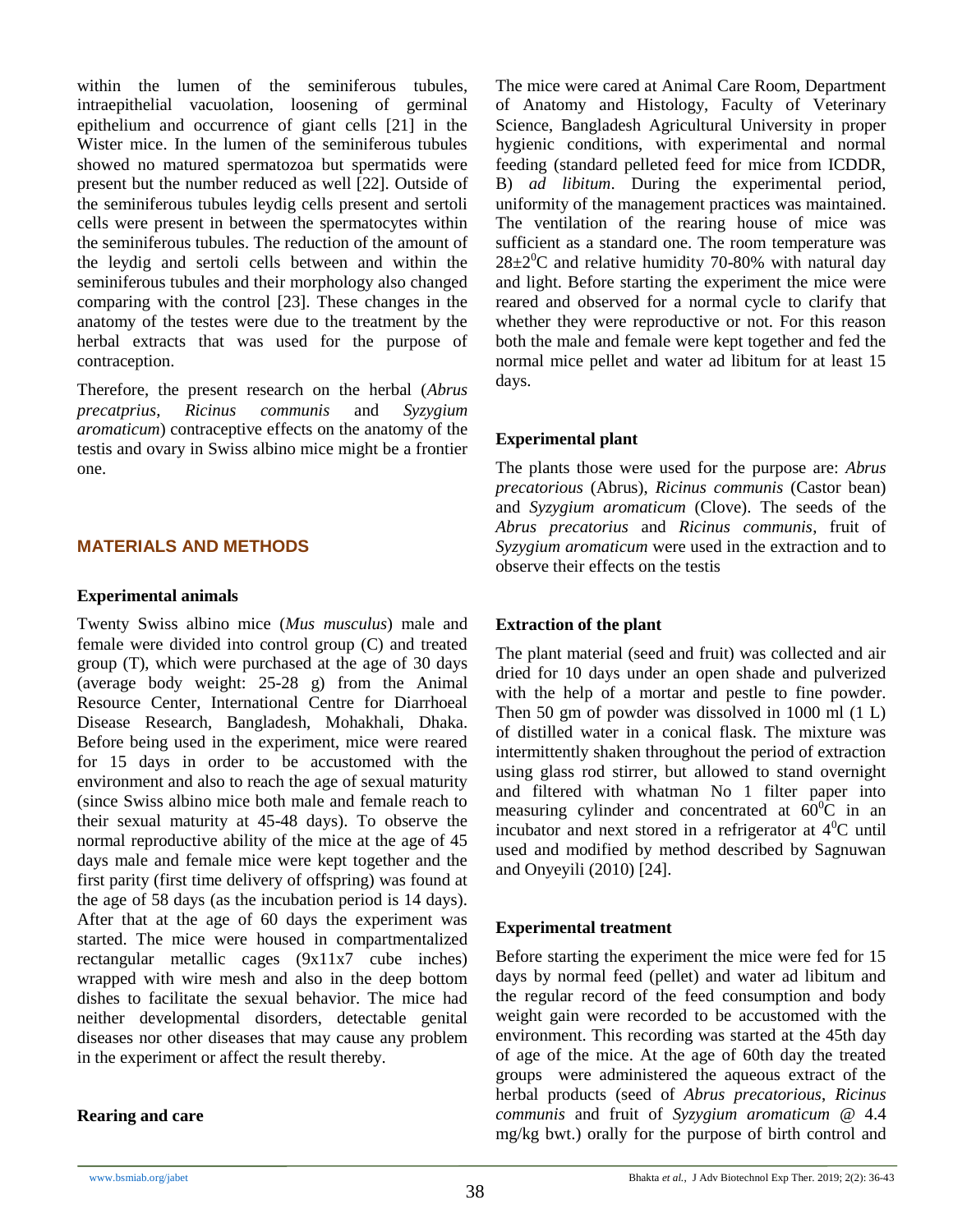within the lumen of the seminiferous tubules, intraepithelial vacuolation, loosening of germinal epithelium and occurrence of giant cells [21] in the Wister mice. In the lumen of the seminiferous tubules showed no matured spermatozoa but spermatids were present but the number reduced as well [22]. Outside of the seminiferous tubules leydig cells present and sertoli cells were present in between the spermatocytes within the seminiferous tubules. The reduction of the amount of the leydig and sertoli cells between and within the seminiferous tubules and their morphology also changed comparing with the control [23]. These changes in the anatomy of the testes were due to the treatment by the herbal extracts that was used for the purpose of contraception.

Therefore, the present research on the herbal (*Abrus precatprius*, *Ricinus communis* and *Syzygium aromaticum*) contraceptive effects on the anatomy of the testis and ovary in Swiss albino mice might be a frontier one.

## MATERIALS AND METHODS

### Experimental animals

Twenty Swiss albino mice (*Mus musculus*) male and female were divided into control group (C) and treated group (T), which were purchased at the age of 30 days (average body weight: 25-28 g) from the Animal Resource Center, International Centre for Diarrhoeal Disease Research, Bangladesh, Mohakhali, Dhaka. Before being used in the experiment, mice were reared for 15 days in order to be accustomed with the environment and also to reach the age of sexual maturity (since Swiss albino mice both male and female reach to their sexual maturity at 45-48 days). To observe the normal reproductive ability of the mice at the age of 45 days male and female mice were kept together and the first parity (first time delivery of offspring) was found at the age of 58 days (as the incubation period is 14 days). After that at the age of 60 days the experiment was started. The mice were housed in compartmentalized rectangular metallic cages (9x11x7 cube inches) wrapped with wire mesh and also in the deep bottom dishes to facilitate the sexual behavior. The mice had neither developmental disorders, detectable genital diseases nor other diseases that may cause any problem in the experiment or affect the result thereby.

### Rearing and care

The mice were cared at Animal Care Room, Department of Anatomy and Histology, Faculty of Veterinary Science, Bangladesh Agricultural University in proper hygienic conditions, with experimental and normal feeding (standard pelleted feed for mice from ICDDR, B) *ad libitum*. During the experimental period, uniformity of the management practices was maintained. The ventilation of the rearing house of mice was sufficient as a standard one. The room temperature was $28\pm2^0$C and relative humidity 70-80% with natural day and light. Before starting the experiment the mice were reared and observed for a normal cycle to clarify that whether they were reproductive or not. For this reason both the male and female were kept together and fed the normal mice pellet and water ad libitum for at least 15 days.

### Experimental plant

The plants those were used for the purpose are: *Abrus precatorious* (Abrus), *Ricinus communis* (Castor bean) and *Syzygium aromaticum* (Clove). The seeds of the *Abrus precatorius* and *Ricinus communis*, fruit of *Syzygium aromaticum* were used in the extraction and to observe their effects on the testis

### Extraction of the plant

The plant material (seed and fruit) was collected and air dried for 10 days under an open shade and pulverized with the help of a mortar and pestle to fine powder. Then 50 gm of powder was dissolved in 1000 ml (1 L) of distilled water in a conical flask. The mixture was intermittently shaken throughout the period of extraction using glass rod stirrer, but allowed to stand overnight and filtered with whatman No 1 filter paper into measuring cylinder and concentrated at $60^0$C in an incubator and next stored in a refrigerator at $4^0$C until used and modified by method described by Sagnuwan and Onyeyili (2010) [24].

### Experimental treatment

Before starting the experiment the mice were fed for 15 days by normal feed (pellet) and water ad libitum and the regular record of the feed consumption and body weight gain were recorded to be accustomed with the environment. This recording was started at the 45th day of age of the mice. At the age of 60th day the treated groups were administered the aqueous extract of the herbal products (seed of *Abrus precatorious*, *Ricinus communis* and fruit of *Syzygium aromaticum* @ 4.4 mg/kg bwt.) orally for the purpose of birth control and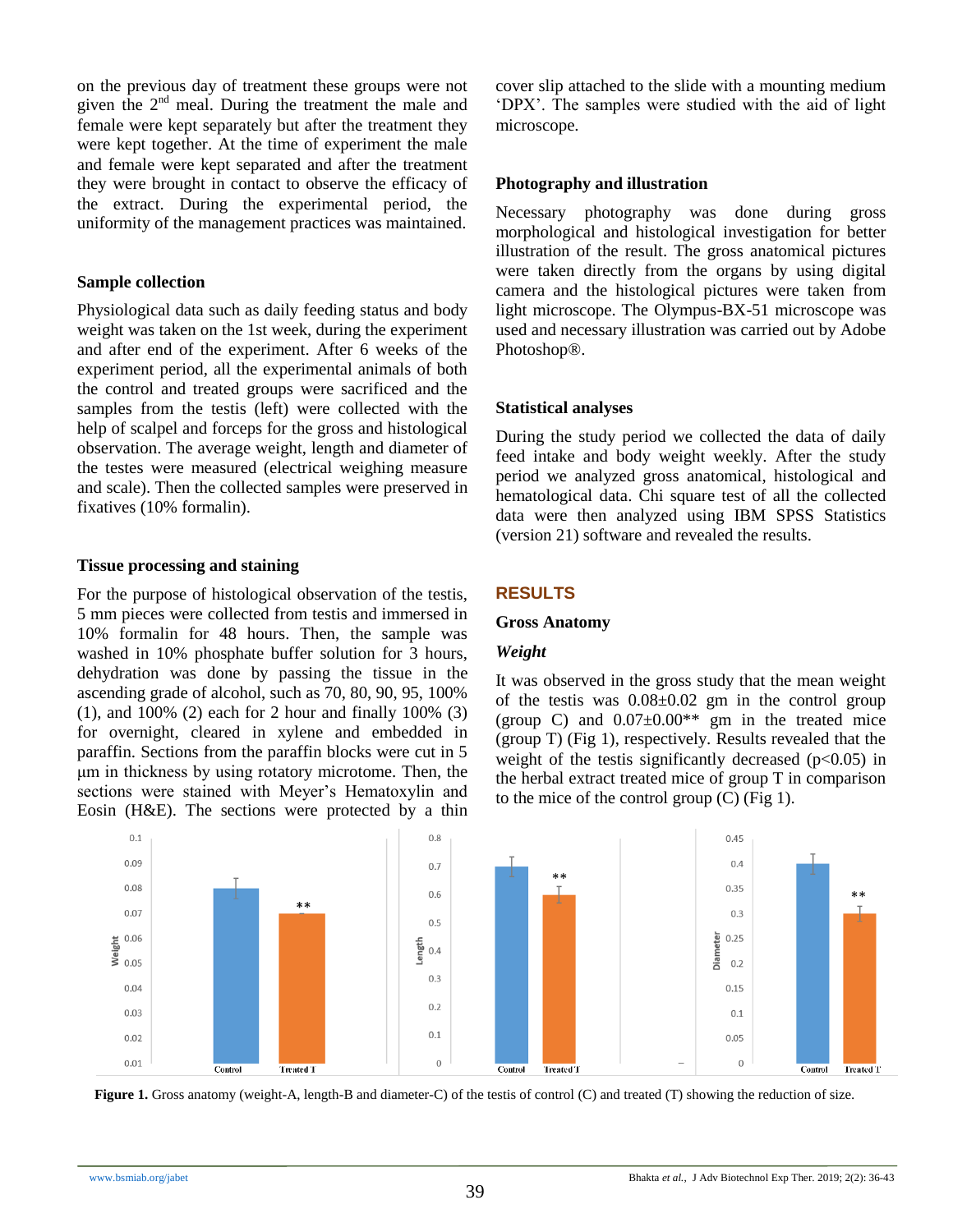on the previous day of treatment these groups were not given the 2nd meal. During the treatment the male and female were kept separately but after the treatment they were kept together. At the time of experiment the male and female were kept separated and after the treatment they were brought in contact to observe the efficacy of the extract. During the experimental period, the uniformity of the management practices was maintained.

### Sample collection

Physiological data such as daily feeding status and body weight was taken on the 1st week, during the experiment and after end of the experiment. After 6 weeks of the experiment period, all the experimental animals of both the control and treated groups were sacrificed and the samples from the testis (left) were collected with the help of scalpel and forceps for the gross and histological observation. The average weight, length and diameter of the testes were measured (electrical weighing measure and scale). Then the collected samples were preserved in fixatives (10% formalin).

### Tissue processing and staining

For the purpose of histological observation of the testis, 5 mm pieces were collected from testis and immersed in 10% formalin for 48 hours. Then, the sample was washed in 10% phosphate buffer solution for 3 hours, dehydration was done by passing the tissue in the ascending grade of alcohol, such as 70, 80, 90, 95, 100% (1), and 100% (2) each for 2 hour and finally 100% (3) for overnight, cleared in xylene and embedded in paraffin. Sections from the paraffin blocks were cut in 5 μm in thickness by using rotatory microtome. Then, the sections were stained with Meyer's Hematoxylin and Eosin (H&E). The sections were protected by a thin cover slip attached to the slide with a mounting medium 'DPX'. The samples were studied with the aid of light microscope.

### Photography and illustration

Necessary photography was done during gross morphological and histological investigation for better illustration of the result. The gross anatomical pictures were taken directly from the organs by using digital camera and the histological pictures were taken from light microscope. The Olympus-BX-51 microscope was used and necessary illustration was carried out by Adobe Photoshop®.

### Statistical analyses

During the study period we collected the data of daily feed intake and body weight weekly. After the study period we analyzed gross anatomical, histological and hematological data. Chi square test of all the collected data were then analyzed using IBM SPSS Statistics (version 21) software and revealed the results.

## RESULTS

### Gross Anatomy

#### *Weight*

It was observed in the gross study that the mean weight of the testis was 0.08±0.02 gm in the control group (group C) and 0.07±0.00** gm in the treated mice (group T) (Fig 1), respectively. Results revealed that the weight of the testis significantly decreased ($p<0.05$) in the herbal extract treated mice of group T in comparison to the mice of the control group (C) (Fig 1).

**Figure 1.** Gross anatomy (weight-A, length-B and diameter-C) of the testis of control (C) and treated (T) showing the reduction of size.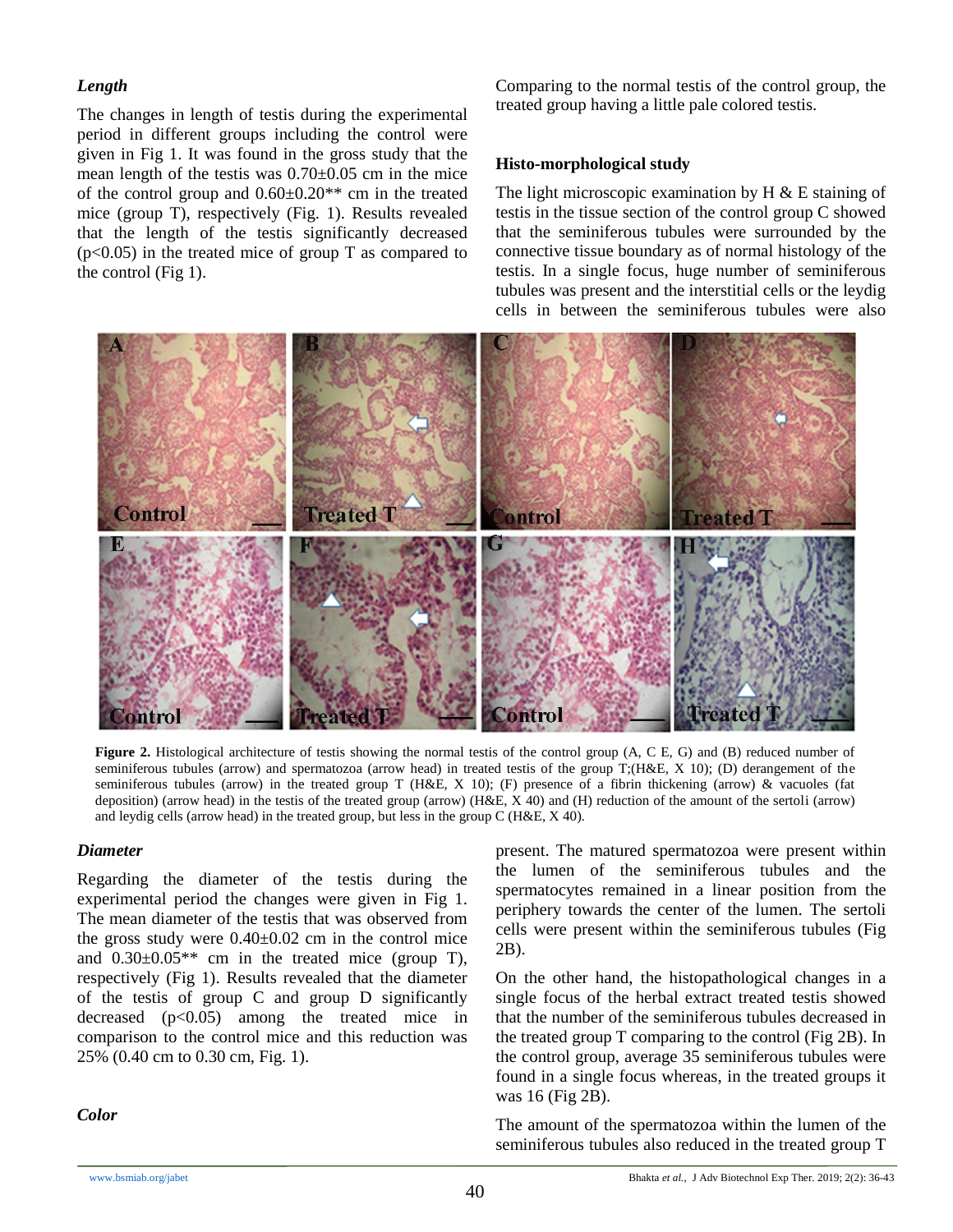***Length***

The changes in length of testis during the experimental period in different groups including the control were given in Fig 1. It was found in the gross study that the mean length of the testis was 0.70±0.05 cm in the mice of the control group and 0.60±0.20** cm in the treated mice (group T), respectively (Fig. 1). Results revealed that the length of the testis significantly decreased ($p<0.05$) in the treated mice of group T as compared to the control (Fig 1).

***Diameter***

Regarding the diameter of the testis during the experimental period the changes were given in Fig 1. The mean diameter of the testis that was observed from the gross study were 0.40±0.02 cm in the control mice and 0.30±0.05** cm in the treated mice (group T), respectively (Fig 1). Results revealed that the diameter of the testis of group C and group D significantly decreased ($p<0.05$) among the treated mice in comparison to the control mice and this reduction was 25% (0.40 cm to 0.30 cm, Fig. 1).

***Color***

Comparing to the normal testis of the control group, the treated group having a little pale colored testis.

**Histo-morphological study**

The light microscopic examination by H & E staining of testis in the tissue section of the control group C showed that the seminiferous tubules were surrounded by the connective tissue boundary as of normal histology of the testis. In a single focus, huge number of seminiferous tubules was present and the interstitial cells or the leydig cells in between the seminiferous tubules were also present. The matured spermatozoa were present within the lumen of the seminiferous tubules and the spermatocytes remained in a linear position from the periphery towards the center of the lumen. The sertoli cells were present within the seminiferous tubules (Fig 2B).

On the other hand, the histopathological changes in a single focus of the herbal extract treated testis showed that the number of the seminiferous tubules decreased in the treated group T comparing to the control (Fig 2B). In the control group, average 35 seminiferous tubules were found in a single focus whereas, in the treated groups it was 16 (Fig 2B).

The amount of the spermatozoa within the lumen of the seminiferous tubules also reduced in the treated group T

**Figure 2.** Histological architecture of testis showing the normal testis of the control group (A, C E, G) and (B) reduced number of seminiferous tubules (arrow) and spermatozoa (arrow head) in treated testis of the group T;(H&E, X 10); (D) derangement of the seminiferous tubules (arrow) in the treated group T (H&E, X 10); (F) presence of a fibrin thickening (arrow) & vacuoles (fat deposition) (arrow head) in the testis of the treated group (arrow) (H&E, X 40) and (H) reduction of the amount of the sertoli (arrow) and leydig cells (arrow head) in the treated group, but less in the group C (H&E, X 40).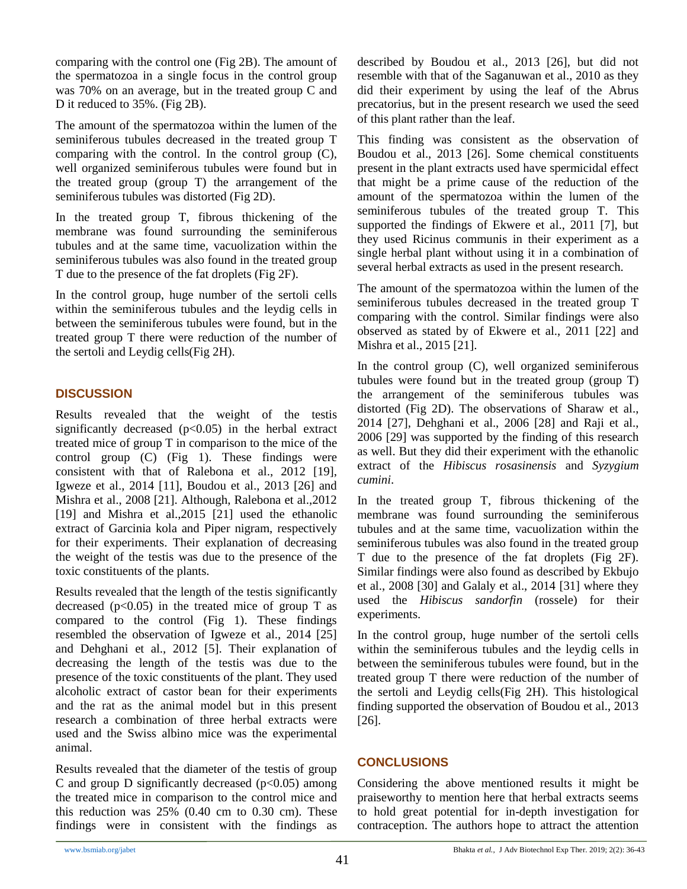comparing with the control one (Fig 2B). The amount of the spermatozoa in a single focus in the control group was 70% on an average, but in the treated group C and D it reduced to 35%. (Fig 2B).

The amount of the spermatozoa within the lumen of the seminiferous tubules decreased in the treated group T comparing with the control. In the control group (C), well organized seminiferous tubules were found but in the treated group (group T) the arrangement of the seminiferous tubules was distorted (Fig 2D).

In the treated group T, fibrous thickening of the membrane was found surrounding the seminiferous tubules and at the same time, vacuolization within the seminiferous tubules was also found in the treated group T due to the presence of the fat droplets (Fig 2F).

In the control group, huge number of the sertoli cells within the seminiferous tubules and the leydig cells in between the seminiferous tubules were found, but in the treated group T there were reduction of the number of the sertoli and Leydig cells(Fig 2H).

## DISCUSSION

Results revealed that the weight of the testis significantly decreased ($p<0.05$) in the herbal extract treated mice of group T in comparison to the mice of the control group (C) (Fig 1). These findings were consistent with that of Ralebona et al., 2012 [19], Igweze et al., 2014 [11], Boudou et al., 2013 [26] and Mishra et al., 2008 [21]. Although, Ralebona et al.,2012 [19] and Mishra et al.,2015 [21] used the ethanolic extract of Garcinia kola and Piper nigram, respectively for their experiments. Their explanation of decreasing the weight of the testis was due to the presence of the toxic constituents of the plants.

Results revealed that the length of the testis significantly decreased ($p<0.05$) in the treated mice of group T as compared to the control (Fig 1). These findings resembled the observation of Igweze et al., 2014 [25] and Dehghani et al., 2012 [5]. Their explanation of decreasing the length of the testis was due to the presence of the toxic constituents of the plant. They used alcoholic extract of castor bean for their experiments and the rat as the animal model but in this present research a combination of three herbal extracts were used and the Swiss albino mice was the experimental animal.

Results revealed that the diameter of the testis of group C and group D significantly decreased ($p<0.05$) among the treated mice in comparison to the control mice and this reduction was 25% (0.40 cm to 0.30 cm). These findings were in consistent with the findings as described by Boudou et al., 2013 [26], but did not resemble with that of the Saganuwan et al., 2010 as they did their experiment by using the leaf of the Abrus precatorius, but in the present research we used the seed of this plant rather than the leaf.

This finding was consistent as the observation of Boudou et al., 2013 [26]. Some chemical constituents present in the plant extracts used have spermicidal effect that might be a prime cause of the reduction of the amount of the spermatozoa within the lumen of the seminiferous tubules of the treated group T. This supported the findings of Ekwere et al., 2011 [7], but they used Ricinus communis in their experiment as a single herbal plant without using it in a combination of several herbal extracts as used in the present research.

The amount of the spermatozoa within the lumen of the seminiferous tubules decreased in the treated group T comparing with the control. Similar findings were also observed as stated by of Ekwere et al., 2011 [22] and Mishra et al., 2015 [21].

In the control group (C), well organized seminiferous tubules were found but in the treated group (group T) the arrangement of the seminiferous tubules was distorted (Fig 2D). The observations of Sharaw et al., 2014 [27], Dehghani et al., 2006 [28] and Raji et al., 2006 [29] was supported by the finding of this research as well. But they did their experiment with the ethanolic extract of the *Hibiscus rosasinensis* and *Syzygium cumini*.

In the treated group T, fibrous thickening of the membrane was found surrounding the seminiferous tubules and at the same time, vacuolization within the seminiferous tubules was also found in the treated group T due to the presence of the fat droplets (Fig 2F). Similar findings were also found as described by Ekbujo et al., 2008 [30] and Galaly et al., 2014 [31] where they used the *Hibiscus sandorfin* (rossele) for their experiments.

In the control group, huge number of the sertoli cells within the seminiferous tubules and the leydig cells in between the seminiferous tubules were found, but in the treated group T there were reduction of the number of the sertoli and Leydig cells(Fig 2H). This histological finding supported the observation of Boudou et al., 2013 [26].

## CONCLUSIONS

Considering the above mentioned results it might be praiseworthy to mention here that herbal extracts seems to hold great potential for in-depth investigation for contraception. The authors hope to attract the attention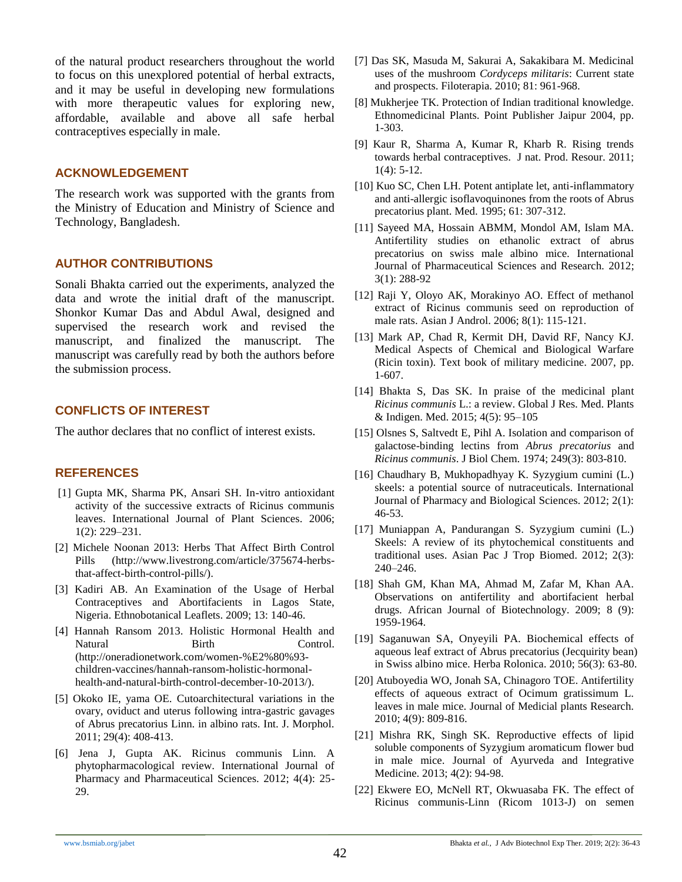of the natural product researchers throughout the world to focus on this unexplored potential of herbal extracts, and it may be useful in developing new formulations with more therapeutic values for exploring new, affordable, available and above all safe herbal contraceptives especially in male.

## ACKNOWLEDGEMENT

The research work was supported with the grants from the Ministry of Education and Ministry of Science and Technology, Bangladesh.

## AUTHOR CONTRIBUTIONS

Sonali Bhakta carried out the experiments, analyzed the data and wrote the initial draft of the manuscript. Shonkor Kumar Das and Abdul Awal, designed and supervised the research work and revised the manuscript, and finalized the manuscript. The manuscript was carefully read by both the authors before the submission process.

## CONFLICTS OF INTEREST

The author declares that no conflict of interest exists.

## REFERENCES

[1] Gupta MK, Sharma PK, Ansari SH. In-vitro antioxidant activity of the successive extracts of Ricinus communis leaves. International Journal of Plant Sciences. 2006; 1(2): 229–231.

[2] Michele Noonan 2013: Herbs That Affect Birth Control Pills (http://www.livestrong.com/article/375674-herbs-that-affect-birth-control-pills/).

[3] Kadiri AB. An Examination of the Usage of Herbal Contraceptives and Abortifacients in Lagos State, Nigeria. Ethnobotanical Leaflets. 2009; 13: 140-46.

[4] Hannah Ransom 2013. Holistic Hormonal Health and Natural Birth Control. (http://oneradionetwork.com/women-%E2%80%93-children-vaccines/hannah-ransom-holistic-hormonal-health-and-natural-birth-control-december-10-2013/).

[5] Okoko IE, yama OE. Cutoarchitectural variations in the ovary, oviduct and uterus following intra-gastric gavages of Abrus precatorius Linn. in albino rats. Int. J. Morphol. 2011; 29(4): 408-413.

[6] Jena J, Gupta AK. Ricinus communis Linn. A phytopharmacological review. International Journal of Pharmacy and Pharmaceutical Sciences. 2012; 4(4): 25-29.

[7] Das SK, Masuda M, Sakurai A, Sakakibara M. Medicinal uses of the mushroom *Cordyceps militaris*: Current state and prospects. Filoterapia. 2010; 81: 961-968.

[8] Mukherjee TK. Protection of Indian traditional knowledge. Ethnomedicinal Plants. Point Publisher Jaipur 2004, pp. 1-303.

[9] Kaur R, Sharma A, Kumar R, Kharb R. Rising trends towards herbal contraceptives. J nat. Prod. Resour. 2011; 1(4): 5-12.

[10] Kuo SC, Chen LH. Potent antiplate let, anti-inflammatory and anti-allergic isoflavoquinones from the roots of Abrus precatorius plant. Med. 1995; 61: 307-312.

[11] Sayeed MA, Hossain ABMM, Mondol AM, Islam MA. Antifertility studies on ethanolic extract of abrus precatorius on swiss male albino mice. International Journal of Pharmaceutical Sciences and Research. 2012; 3(1): 288-92

[12] Raji Y, Oloyo AK, Morakinyo AO. Effect of methanol extract of Ricinus communis seed on reproduction of male rats. Asian J Androl. 2006; 8(1): 115-121.

[13] Mark AP, Chad R, Kermit DH, David RF, Nancy KJ. Medical Aspects of Chemical and Biological Warfare (Ricin toxin). Text book of military medicine. 2007, pp. 1-607.

[14] Bhakta S, Das SK. In praise of the medicinal plant *Ricinus communis* L.: a review. Global J Res. Med. Plants & Indigen. Med. 2015; 4(5): 95–105

[15] Olsnes S, Saltvedt E, Pihl A. Isolation and comparison of galactose-binding lectins from *Abrus precatorius* and *Ricinus communis*. J Biol Chem. 1974; 249(3): 803-810.

[16] Chaudhary B, Mukhopadhyay K. Syzygium cumini (L.) skeels: a potential source of nutraceuticals. International Journal of Pharmacy and Biological Sciences. 2012; 2(1): 46-53.

[17] Muniappan A, Pandurangan S. Syzygium cumini (L.) Skeels: A review of its phytochemical constituents and traditional uses. Asian Pac J Trop Biomed. 2012; 2(3): 240–246.

[18] Shah GM, Khan MA, Ahmad M, Zafar M, Khan AA. Observations on antifertility and abortifacient herbal drugs. African Journal of Biotechnology. 2009; 8 (9): 1959-1964.

[19] Saganuwan SA, Onyeyili PA. Biochemical effects of aqueous leaf extract of Abrus precatorius (Jecquirity bean) in Swiss albino mice. Herba Rolonica. 2010; 56(3): 63-80.

[20] Atuboyedia WO, Jonah SA, Chinagoro TOE. Antifertility effects of aqueous extract of Ocimum gratissimum L. leaves in male mice. Journal of Medicial plants Research. 2010; 4(9): 809-816.

[21] Mishra RK, Singh SK. Reproductive effects of lipid soluble components of Syzygium aromaticum flower bud in male mice. Journal of Ayurveda and Integrative Medicine. 2013; 4(2): 94-98.

[22] Ekwere EO, McNell RT, Okwuasaba FK. The effect of Ricinus communis-Linn (Ricom 1013-J) on semen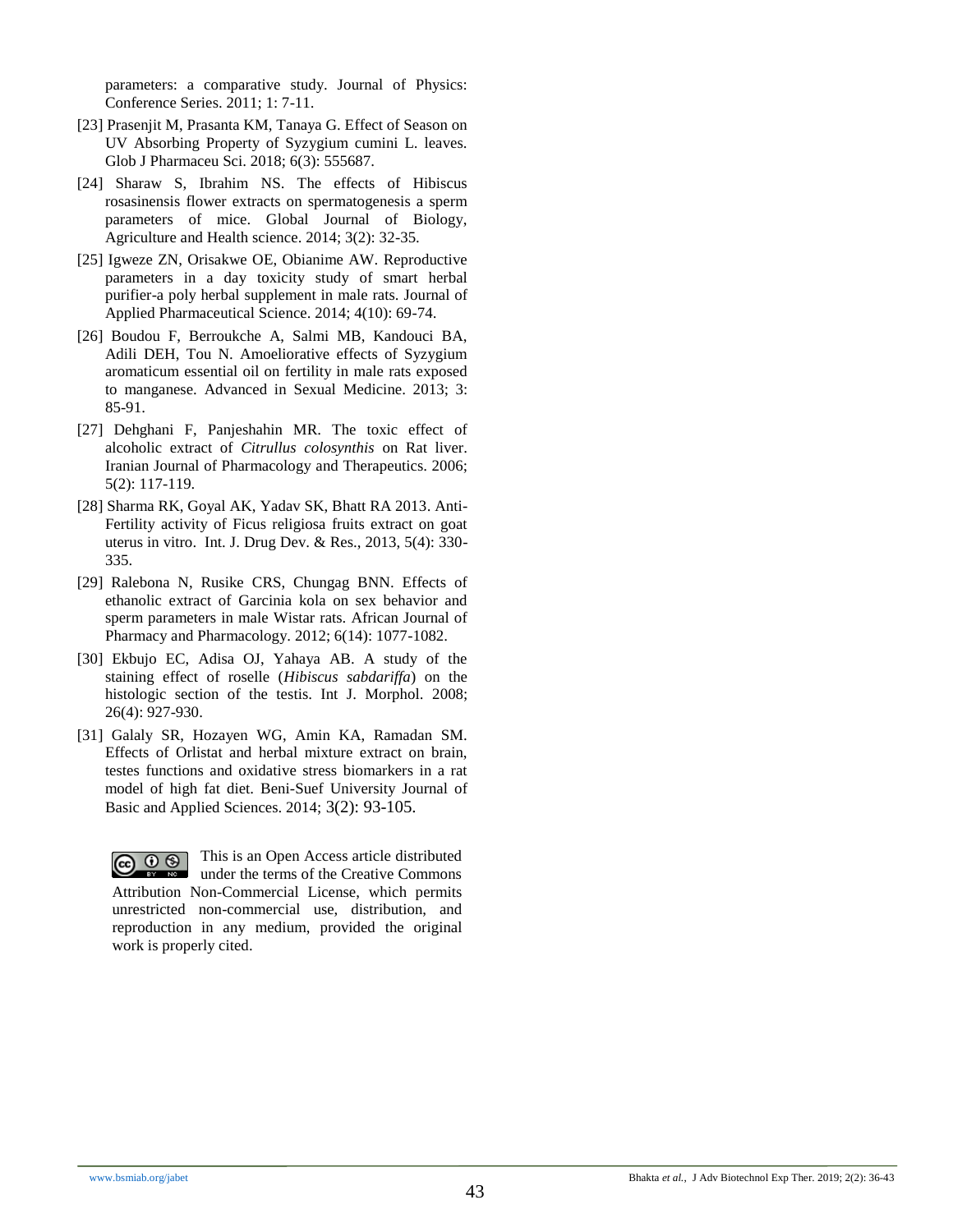parameters: a comparative study. Journal of Physics: Conference Series. 2011; 1: 7-11.

[23] Prasenjit M, Prasanta KM, Tanaya G. Effect of Season on UV Absorbing Property of Syzygium cumini L. leaves. Glob J Pharmaceu Sci. 2018; 6(3): 555687.

[24] Sharaw S, Ibrahim NS. The effects of Hibiscus rosasinensis flower extracts on spermatogenesis a sperm parameters of mice. Global Journal of Biology, Agriculture and Health science. 2014; 3(2): 32-35.

[25] Igweze ZN, Orisakwe OE, Obianime AW. Reproductive parameters in a day toxicity study of smart herbal purifier-a poly herbal supplement in male rats. Journal of Applied Pharmaceutical Science. 2014; 4(10): 69-74.

[26] Boudou F, Berroukche A, Salmi MB, Kandouci BA, Adili DEH, Tou N. Amoeliorative effects of Syzygium aromaticum essential oil on fertility in male rats exposed to manganese. Advanced in Sexual Medicine. 2013; 3: 85-91.

[27] Dehghani F, Panjeshahin MR. The toxic effect of alcoholic extract of *Citrullus colosynthis* on Rat liver. Iranian Journal of Pharmacology and Therapeutics. 2006; 5(2): 117-119.

[28] Sharma RK, Goyal AK, Yadav SK, Bhatt RA 2013. Anti-Fertility activity of Ficus religiosa fruits extract on goat uterus in vitro. Int. J. Drug Dev. & Res., 2013, 5(4): 330-335.

[29] Ralebona N, Rusike CRS, Chungag BNN. Effects of ethanolic extract of Garcinia kola on sex behavior and sperm parameters in male Wistar rats. African Journal of Pharmacy and Pharmacology. 2012; 6(14): 1077-1082.

[30] Ekbujo EC, Adisa OJ, Yahaya AB. A study of the staining effect of roselle (*Hibiscus sabdariffa*) on the histologic section of the testis. Int J. Morphol. 2008; 26(4): 927-930.

[31] Galaly SR, Hozayen WG, Amin KA, Ramadan SM. Effects of Orlistat and herbal mixture extract on brain, testes functions and oxidative stress biomarkers in a rat model of high fat diet. Beni-Suef University Journal of Basic and Applied Sciences. 2014; 3(2): 93-105.

This is an Open Access article distributed under the terms of the Creative Commons Attribution Non-Commercial License, which permits unrestricted non-commercial use, distribution, and reproduction in any medium, provided the original work is properly cited.